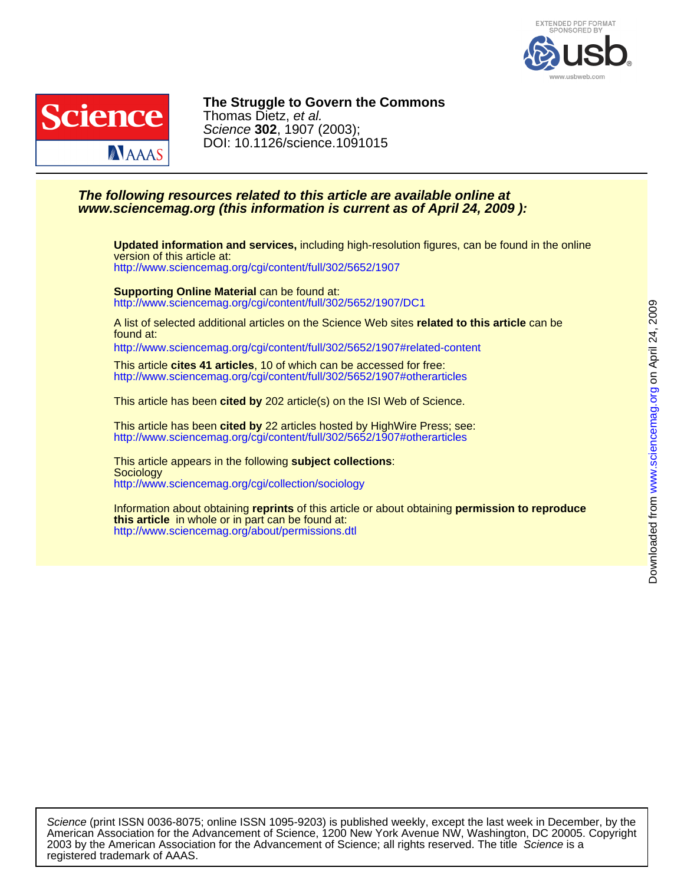EXTENDED PDF FORMAT SPONSORED BY usb www.usbweb.com

**The Struggle to Govern the Commons**
Thomas Dietz, *et al.*
*Science* **302**, 1907 (2003);
DOI: 10.1126/science.1091015

***The following resources related to this article are available online at www.sciencemag.org (this information is current as of April 24, 2009 ):***

**Updated information and services,** including high-resolution figures, can be found in the online version of this article at:
http://www.sciencemag.org/cgi/content/full/302/5652/1907

**Supporting Online Material** can be found at:
http://www.sciencemag.org/cgi/content/full/302/5652/1907/DC1

A list of selected additional articles on the Science Web sites **related to this article** can be found at:
http://www.sciencemag.org/cgi/content/full/302/5652/1907#related-content

This article **cites 41 articles**, 10 of which can be accessed for free:
http://www.sciencemag.org/cgi/content/full/302/5652/1907#otherarticles

This article has been **cited by** 202 article(s) on the ISI Web of Science.

This article has been **cited by** 22 articles hosted by HighWire Press; see:
http://www.sciencemag.org/cgi/content/full/302/5652/1907#otherarticles

This article appears in the following **subject collections**:
Sociology
http://www.sciencemag.org/cgi/collection/sociology

Information about obtaining **reprints** of this article or about obtaining **permission to reproduce this article** in whole or in part can be found at:
http://www.sciencemag.org/about/permissions.dtl

Downloaded from www.sciencemag.org on April 24, 2009

*Science* (print ISSN 0036-8075; online ISSN 1095-9203) is published weekly, except the last week in December, by the American Association for the Advancement of Science, 1200 New York Avenue NW, Washington, DC 20005. Copyright 2003 by the American Association for the Advancement of Science; all rights reserved. The title *Science* is a registered trademark of AAAS.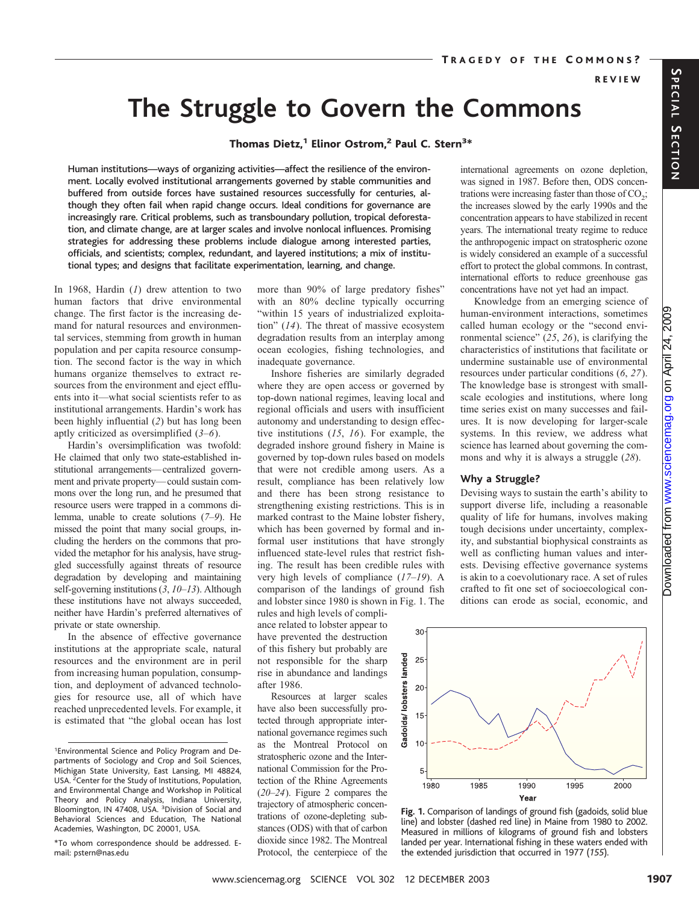# The Struggle to Govern the Commons

**Thomas Dietz,[1] Elinor Ostrom,[2] Paul C. Stern[3]***

**Human institutions—ways of organizing activities—affect the resilience of the environment. Locally evolved institutional arrangements governed by stable communities and buffered from outside forces have sustained resources successfully for centuries, although they often fail when rapid change occurs. Ideal conditions for governance are increasingly rare. Critical problems, such as transboundary pollution, tropical deforestation, and climate change, are at larger scales and involve nonlocal influences. Promising strategies for addressing these problems include dialogue among interested parties, officials, and scientists; complex, redundant, and layered institutions; a mix of institutional types; and designs that facilitate experimentation, learning, and change.**

In 1968, Hardin (*1*) drew attention to two human factors that drive environmental change. The first factor is the increasing demand for natural resources and environmental services, stemming from growth in human population and per capita resource consumption. The second factor is the way in which humans organize themselves to extract resources from the environment and eject effluents into it—what social scientists refer to as institutional arrangements. Hardin's work has been highly influential (*2*) but has long been aptly criticized as oversimplified (*3*–*6*).

Hardin's oversimplification was twofold: He claimed that only two state-established institutional arrangements—centralized government and private property—could sustain commons over the long run, and he presumed that resource users were trapped in a commons dilemma, unable to create solutions (*7*–*9*). He missed the point that many social groups, including the herders on the commons that provided the metaphor for his analysis, have struggled successfully against threats of resource degradation by developing and maintaining self-governing institutions (*3*, *10*–*13*). Although these institutions have not always succeeded, neither have Hardin's preferred alternatives of private or state ownership.

In the absence of effective governance institutions at the appropriate scale, natural resources and the environment are in peril from increasing human population, consumption, and deployment of advanced technologies for resource use, all of which have reached unprecedented levels. For example, it is estimated that "the global ocean has lost more than 90% of large predatory fishes" with an 80% decline typically occurring "within 15 years of industrialized exploitation" (*14*). The threat of massive ecosystem degradation results from an interplay among ocean ecologies, fishing technologies, and inadequate governance.

Inshore fisheries are similarly degraded where they are open access or governed by top-down national regimes, leaving local and regional officials and users with insufficient autonomy and understanding to design effective institutions (*15*, *16*). For example, the degraded inshore ground fishery in Maine is governed by top-down rules based on models that were not credible among users. As a result, compliance has been relatively low and there has been strong resistance to strengthening existing restrictions. This is in marked contrast to the Maine lobster fishery, which has been governed by formal and informal user institutions that have strongly influenced state-level rules that restrict fishing. The result has been credible rules with very high levels of compliance (*17*–*19*). A comparison of the landings of ground fish and lobster since 1980 is shown in Fig. 1. The rules and high levels of compliance related to lobster appear to have prevented the destruction of this fishery but probably are not responsible for the sharp rise in abundance and landings after 1986.

Resources at larger scales have also been successfully protected through appropriate international governance regimes such as the Montreal Protocol on stratospheric ozone and the International Commission for the Protection of the Rhine Agreements (*20*–*24*). Figure 2 compares the trajectory of atmospheric concentrations of ozone-depleting substances (ODS) with that of carbon dioxide since 1980. The Montreal Protocol, the centerpiece of the international agreements on ozone depletion, was signed in 1987. Before then, ODS concentrations were increasing faster than those of $CO_2$; the increases slowed by the early 1990s and the concentration appears to have stabilized in recent years. The international treaty regime to reduce the anthropogenic impact on stratospheric ozone is widely considered an example of a successful effort to protect the global commons. In contrast, international efforts to reduce greenhouse gas concentrations have not yet had an impact.

Knowledge from an emerging science of human-environment interactions, sometimes called human ecology or the "second environmental science" (*25*, *26*), is clarifying the characteristics of institutions that facilitate or undermine sustainable use of environmental resources under particular conditions (*6*, *27*). The knowledge base is strongest with small-scale ecologies and institutions, where long time series exist on many successes and failures. It is now developing for larger-scale systems. In this review, we address what science has learned about governing the commons and why it is always a struggle (*28*).

## Why a Struggle?

Devising ways to sustain the earth's ability to support diverse life, including a reasonable quality of life for humans, involves making tough decisions under uncertainty, complexity, and substantial biophysical constraints as well as conflicting human values and interests. Devising effective governance systems is akin to a coevolutionary race. A set of rules crafted to fit one set of socioecological conditions can erode as social, economic, and

**Fig. 1.** Comparison of landings of ground fish (gadoids, solid blue line) and lobster (dashed red line) in Maine from 1980 to 2002. Measured in millions of kilograms of ground fish and lobsters landed per year. International fishing in these waters ended with the extended jurisdiction that occurred in 1977 (*155*).

[1]Environmental Science and Policy Program and Departments of Sociology and Crop and Soil Sciences, Michigan State University, East Lansing, MI 48824, USA. [2]Center for the Study of Institutions, Population, and Environmental Change and Workshop in Political Theory and Policy Analysis, Indiana University, Bloomington, IN 47408, USA. [3]Division of Social and Behavioral Sciences and Education, The National Academies, Washington, DC 20001, USA.

*To whom correspondence should be addressed. E-mail: pstern@nas.edu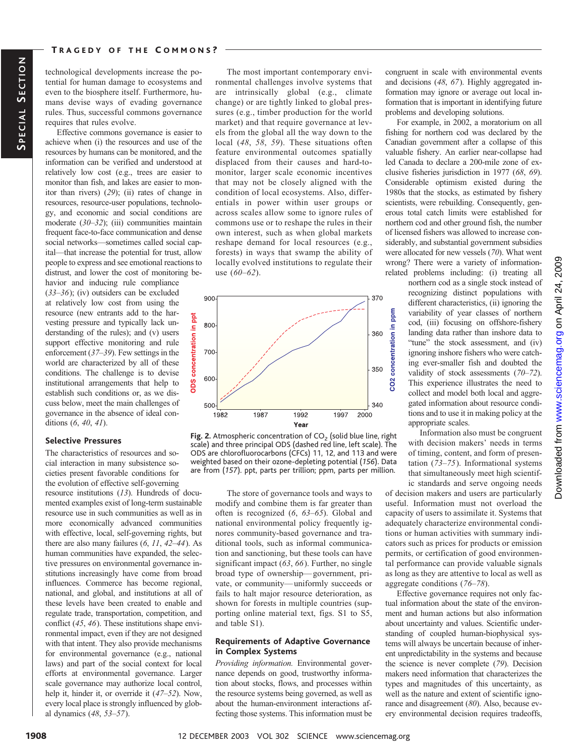technological developments increase the potential for human damage to ecosystems and even to the biosphere itself. Furthermore, humans devise ways of evading governance rules. Thus, successful commons governance requires that rules evolve.

Effective commons governance is easier to achieve when (i) the resources and use of the resources by humans can be monitored, and the information can be verified and understood at relatively low cost (e.g., trees are easier to monitor than fish, and lakes are easier to monitor than rivers) (*29*); (ii) rates of change in resources, resource-user populations, technology, and economic and social conditions are moderate (*30–32*); (iii) communities maintain frequent face-to-face communication and dense social networks—sometimes called social capital—that increase the potential for trust, allow people to express and see emotional reactions to distrust, and lower the cost of monitoring behavior and inducing rule compliance (*33–36*); (iv) outsiders can be excluded at relatively low cost from using the resource (new entrants add to the harvesting pressure and typically lack understanding of the rules); and (v) users support effective monitoring and rule enforcement (*37–39*). Few settings in the world are characterized by all of these conditions. The challenge is to devise institutional arrangements that help to establish such conditions or, as we discuss below, meet the main challenges of governance in the absence of ideal conditions (*6*, *40*, *41*).

### Selective Pressures

The characteristics of resources and social interaction in many subsistence societies present favorable conditions for the evolution of effective self-governing resource institutions (*13*). Hundreds of documented examples exist of long-term sustainable resource use in such communities as well as in more economically advanced communities with effective, local, self-governing rights, but there are also many failures (*6*, *11*, *42–44*). As human communities have expanded, the selective pressures on environmental governance institutions increasingly have come from broad influences. Commerce has become regional, national, and global, and institutions at all of these levels have been created to enable and regulate trade, transportation, competition, and conflict (*45*, *46*). These institutions shape environmental impact, even if they are not designed with that intent. They also provide mechanisms for environmental governance (e.g., national laws) and part of the social context for local efforts at environmental governance. Larger scale governance may authorize local control, help it, hinder it, or override it (*47–52*). Now, every local place is strongly influenced by global dynamics (*48*, *53–57*).

The most important contemporary environmental challenges involve systems that are intrinsically global (e.g., climate change) or are tightly linked to global pressures (e.g., timber production for the world market) and that require governance at levels from the global all the way down to the local (*48*, *58*, *59*). These situations often feature environmental outcomes spatially displaced from their causes and hard-to-monitor, larger scale economic incentives that may not be closely aligned with the condition of local ecosystems. Also, differentials in power within user groups or across scales allow some to ignore rules of commons use or to reshape the rules in their own interest, such as when global markets reshape demand for local resources (e.g., forests) in ways that swamp the ability of locally evolved institutions to regulate their use (*60–62*).

**Fig. 2.** Atmospheric concentration of $CO_2$ (solid blue line, right scale) and three principal ODS (dashed red line, left scale). The ODS are chlorofluorocarbons (CFCs) 11, 12, and 113 and were weighted based on their ozone-depleting potential (*156*). Data are from (*157*). ppt, parts per trillion; ppm, parts per million.

The store of governance tools and ways to modify and combine them is far greater than often is recognized (*6*, *63–65*). Global and national environmental policy frequently ignores community-based governance and traditional tools, such as informal communication and sanctioning, but these tools can have significant impact (*63*, *66*). Further, no single broad type of ownership—government, private, or community—uniformly succeeds or fails to halt major resource deterioration, as shown for forests in multiple countries (supporting online material text, figs. S1 to S5, and table S1).

### Requirements of Adaptive Governance in Complex Systems

*Providing information.* Environmental governance depends on good, trustworthy information about stocks, flows, and processes within the resource systems being governed, as well as about the human-environment interactions affecting those systems. This information must be congruent in scale with environmental events and decisions (*48*, *67*). Highly aggregated information may ignore or average out local information that is important in identifying future problems and developing solutions.

For example, in 2002, a moratorium on all fishing for northern cod was declared by the Canadian government after a collapse of this valuable fishery. An earlier near-collapse had led Canada to declare a 200-mile zone of exclusive fisheries jurisdiction in 1977 (*68*, *69*). Considerable optimism existed during the 1980s that the stocks, as estimated by fishery scientists, were rebuilding. Consequently, generous total catch limits were established for northern cod and other ground fish, the number of licensed fishers was allowed to increase considerably, and substantial government subsidies were allocated for new vessels (*70*). What went wrong? There were a variety of information-related problems including: (i) treating all northern cod as a single stock instead of recognizing distinct populations with different characteristics, (ii) ignoring the variability of year classes of northern cod, (iii) focusing on offshore-fishery landing data rather than inshore data to "tune" the stock assessment, and (iv) ignoring inshore fishers who were catching ever-smaller fish and doubted the validity of stock assessments (*70–72*). This experience illustrates the need to collect and model both local and aggregated information about resource conditions and to use it in making policy at the appropriate scales.

Information also must be congruent with decision makers' needs in terms of timing, content, and form of presentation (*73–75*). Informational systems that simultaneously meet high scientific standards and serve ongoing needs of decision makers and users are particularly useful. Information must not overload the capacity of users to assimilate it. Systems that adequately characterize environmental conditions or human activities with summary indicators such as prices for products or emission permits, or certification of good environmental performance can provide valuable signals as long as they are attentive to local as well as aggregate conditions (*76–78*).

Effective governance requires not only factual information about the state of the environment and human actions but also information about uncertainty and values. Scientific understanding of coupled human-biophysical systems will always be uncertain because of inherent unpredictability in the systems and because the science is never complete (*79*). Decision makers need information that characterizes the types and magnitudes of this uncertainty, as well as the nature and extent of scientific ignorance and disagreement (*80*). Also, because every environmental decision requires tradeoffs,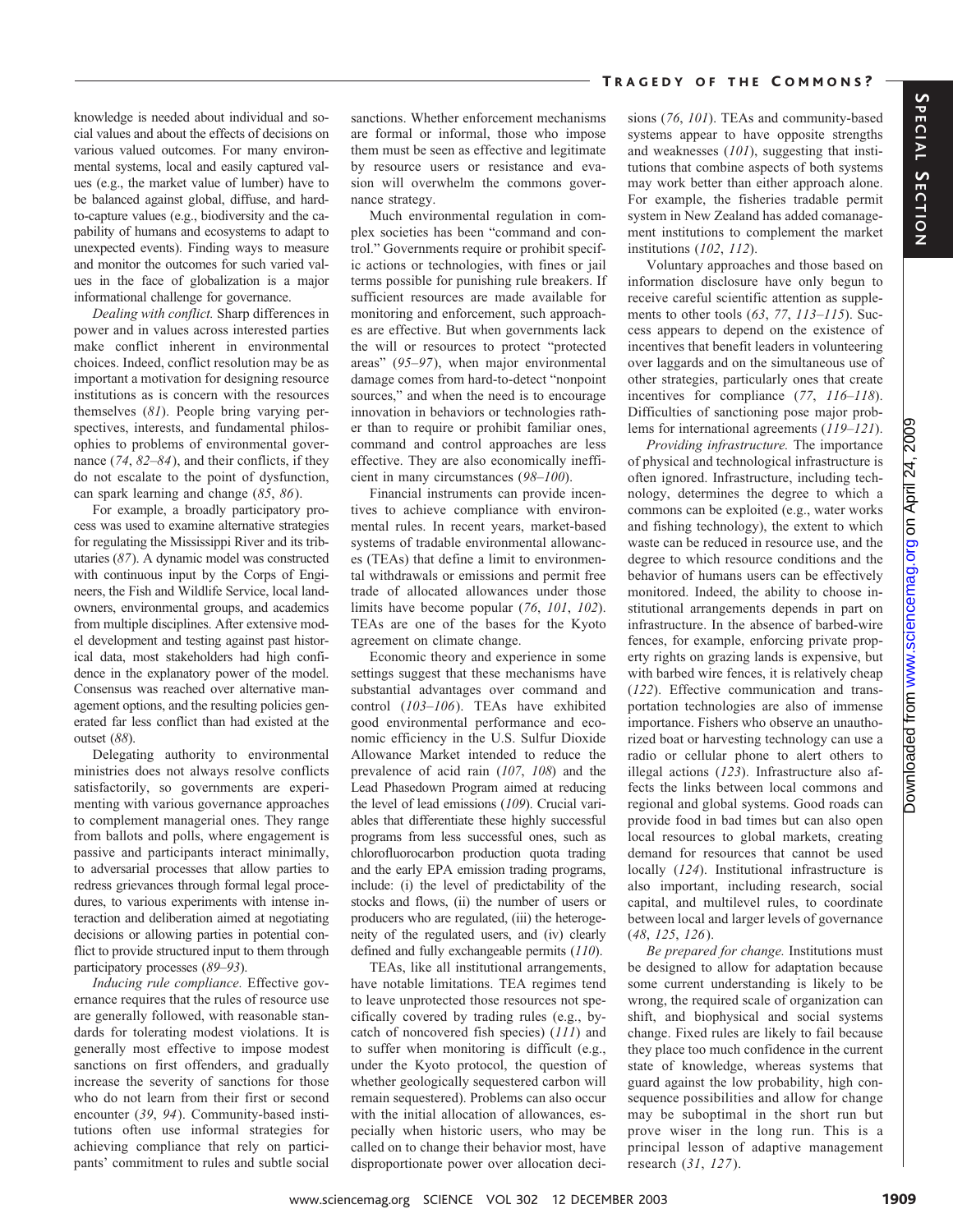knowledge is needed about individual and social values and about the effects of decisions on various valued outcomes. For many environmental systems, local and easily captured values (e.g., the market value of lumber) have to be balanced against global, diffuse, and hard-to-capture values (e.g., biodiversity and the capability of humans and ecosystems to adapt to unexpected events). Finding ways to measure and monitor the outcomes for such varied values in the face of globalization is a major informational challenge for governance.

*Dealing with conflict.* Sharp differences in power and in values across interested parties make conflict inherent in environmental choices. Indeed, conflict resolution may be as important a motivation for designing resource institutions as is concern with the resources themselves (*81*). People bring varying perspectives, interests, and fundamental philosophies to problems of environmental governance (*74*, *82*–*84*), and their conflicts, if they do not escalate to the point of dysfunction, can spark learning and change (*85*, *86*).

For example, a broadly participatory process was used to examine alternative strategies for regulating the Mississippi River and its tributaries (*87*). A dynamic model was constructed with continuous input by the Corps of Engineers, the Fish and Wildlife Service, local landowners, environmental groups, and academics from multiple disciplines. After extensive model development and testing against past historical data, most stakeholders had high confidence in the explanatory power of the model. Consensus was reached over alternative management options, and the resulting policies generated far less conflict than had existed at the outset (*88*).

Delegating authority to environmental ministries does not always resolve conflicts satisfactorily, so governments are experimenting with various governance approaches to complement managerial ones. They range from ballots and polls, where engagement is passive and participants interact minimally, to adversarial processes that allow parties to redress grievances through formal legal procedures, to various experiments with intense interaction and deliberation aimed at negotiating decisions or allowing parties in potential conflict to provide structured input to them through participatory processes (*89*–*93*).

*Inducing rule compliance.* Effective governance requires that the rules of resource use are generally followed, with reasonable standards for tolerating modest violations. It is generally most effective to impose modest sanctions on first offenders, and gradually increase the severity of sanctions for those who do not learn from their first or second encounter (*39*, *94*). Community-based institutions often use informal strategies for achieving compliance that rely on participants' commitment to rules and subtle social sanctions. Whether enforcement mechanisms are formal or informal, those who impose them must be seen as effective and legitimate by resource users or resistance and evasion will overwhelm the commons governance strategy.

Much environmental regulation in complex societies has been "command and control." Governments require or prohibit specific actions or technologies, with fines or jail terms possible for punishing rule breakers. If sufficient resources are made available for monitoring and enforcement, such approaches are effective. But when governments lack the will or resources to protect "protected areas" (*95*–*97*), when major environmental damage comes from hard-to-detect "nonpoint sources," and when the need is to encourage innovation in behaviors or technologies rather than to require or prohibit familiar ones, command and control approaches are less effective. They are also economically inefficient in many circumstances (*98*–*100*).

Financial instruments can provide incentives to achieve compliance with environmental rules. In recent years, market-based systems of tradable environmental allowances (TEAs) that define a limit to environmental withdrawals or emissions and permit free trade of allocated allowances under those limits have become popular (*76*, *101*, *102*). TEAs are one of the bases for the Kyoto agreement on climate change.

Economic theory and experience in some settings suggest that these mechanisms have substantial advantages over command and control (*103*–*106*). TEAs have exhibited good environmental performance and economic efficiency in the U.S. Sulfur Dioxide Allowance Market intended to reduce the prevalence of acid rain (*107*, *108*) and the Lead Phasedown Program aimed at reducing the level of lead emissions (*109*). Crucial variables that differentiate these highly successful programs from less successful ones, such as chlorofluorocarbon production quota trading and the early EPA emission trading programs, include: (i) the level of predictability of the stocks and flows, (ii) the number of users or producers who are regulated, (iii) the heterogeneity of the regulated users, and (iv) clearly defined and fully exchangeable permits (*110*).

TEAs, like all institutional arrangements, have notable limitations. TEA regimes tend to leave unprotected those resources not specifically covered by trading rules (e.g., bycatch of noncovered fish species) (*111*) and to suffer when monitoring is difficult (e.g., under the Kyoto protocol, the question of whether geologically sequestered carbon will remain sequestered). Problems can also occur with the initial allocation of allowances, especially when historic users, who may be called on to change their behavior most, have disproportionate power over allocation decisions (*76*, *101*). TEAs and community-based systems appear to have opposite strengths and weaknesses (*101*), suggesting that institutions that combine aspects of both systems may work better than either approach alone. For example, the fisheries tradable permit system in New Zealand has added comanagement institutions to complement the market institutions (*102*, *112*).

Voluntary approaches and those based on information disclosure have only begun to receive careful scientific attention as supplements to other tools (*63*, *77*, *113*–*115*). Success appears to depend on the existence of incentives that benefit leaders in volunteering over laggards and on the simultaneous use of other strategies, particularly ones that create incentives for compliance (*77*, *116*–*118*). Difficulties of sanctioning pose major problems for international agreements (*119*–*121*).

*Providing infrastructure.* The importance of physical and technological infrastructure is often ignored. Infrastructure, including technology, determines the degree to which a commons can be exploited (e.g., water works and fishing technology), the extent to which waste can be reduced in resource use, and the degree to which resource conditions and the behavior of humans users can be effectively monitored. Indeed, the ability to choose institutional arrangements depends in part on infrastructure. In the absence of barbed-wire fences, for example, enforcing private property rights on grazing lands is expensive, but with barbed wire fences, it is relatively cheap (*122*). Effective communication and transportation technologies are also of immense importance. Fishers who observe an unauthorized boat or harvesting technology can use a radio or cellular phone to alert others to illegal actions (*123*). Infrastructure also affects the links between local commons and regional and global systems. Good roads can provide food in bad times but can also open local resources to global markets, creating demand for resources that cannot be used locally (*124*). Institutional infrastructure is also important, including research, social capital, and multilevel rules, to coordinate between local and larger levels of governance (*48*, *125*, *126*).

*Be prepared for change.* Institutions must be designed to allow for adaptation because some current understanding is likely to be wrong, the required scale of organization can shift, and biophysical and social systems change. Fixed rules are likely to fail because they place too much confidence in the current state of knowledge, whereas systems that guard against the low probability, high consequence possibilities and allow for change may be suboptimal in the short run but prove wiser in the long run. This is a principal lesson of adaptive management research (*31*, *127*).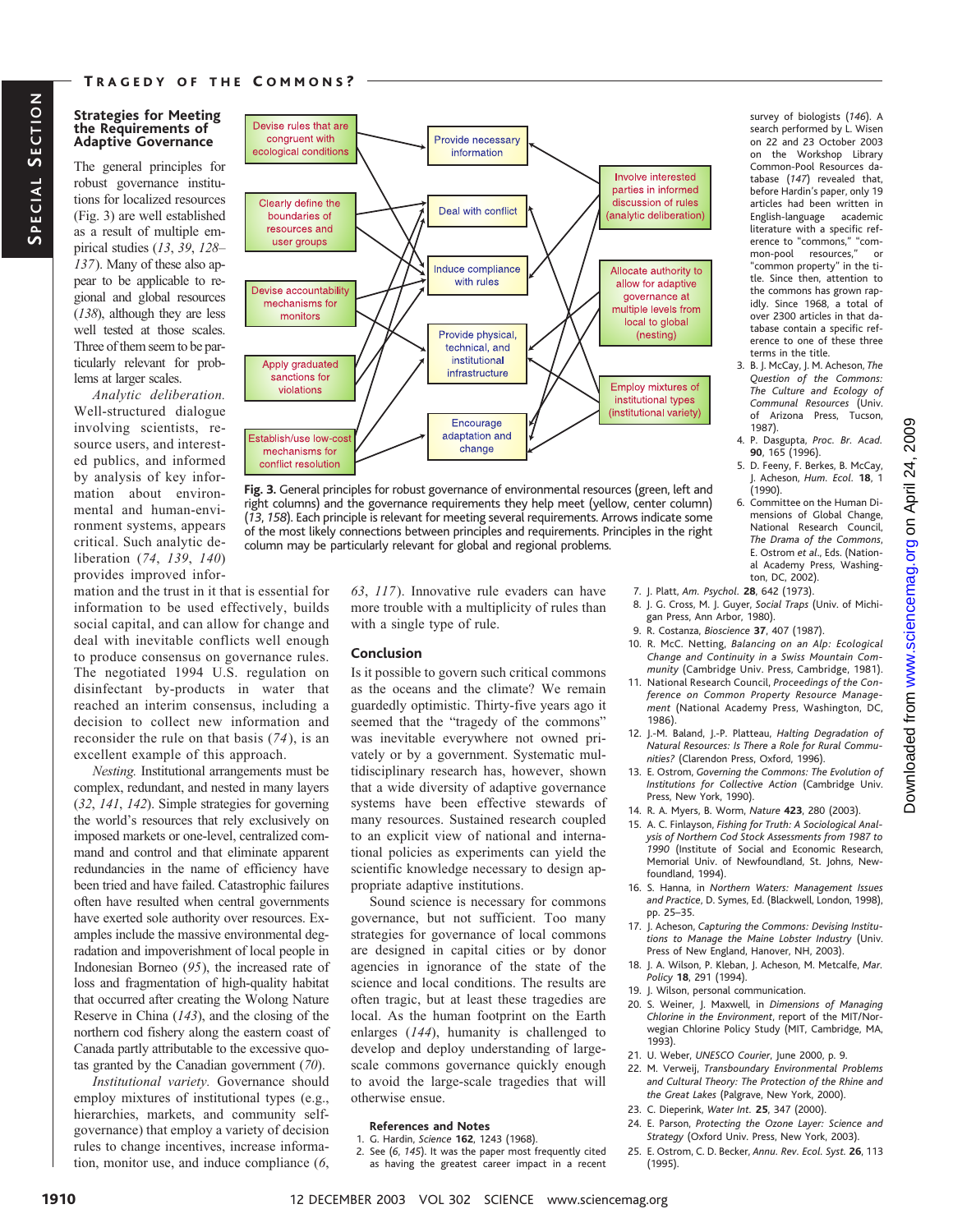## Strategies for Meeting the Requirements of Adaptive Governance

The general principles for robust governance institutions for localized resources (Fig. 3) are well established as a result of multiple empirical studies (*13*, *39*, *128*–*137*). Many of these also appear to be applicable to regional and global resources (*138*), although they are less well tested at those scales. Three of them seem to be particularly relevant for problems at larger scales.

*Analytic deliberation.* Well-structured dialogue involving scientists, resource users, and interested publics, and informed by analysis of key information about environmental and human-environment systems, appears critical. Such analytic deliberation (*74*, *139*, *140*) provides improved information and the trust in it that is essential for information to be used effectively, builds social capital, and can allow for change and deal with inevitable conflicts well enough to produce consensus on governance rules. The negotiated 1994 U.S. regulation on disinfectant by-products in water that reached an interim consensus, including a decision to collect new information and reconsider the rule on that basis (*74*), is an excellent example of this approach.

*Nesting.* Institutional arrangements must be complex, redundant, and nested in many layers (*32*, *141*, *142*). Simple strategies for governing the world's resources that rely exclusively on imposed markets or one-level, centralized command and control and that eliminate apparent redundancies in the name of efficiency have been tried and have failed. Catastrophic failures often have resulted when central governments have exerted sole authority over resources. Examples include the massive environmental degradation and impoverishment of local people in Indonesian Borneo (*95*), the increased rate of loss and fragmentation of high-quality habitat that occurred after creating the Wolong Nature Reserve in China (*143*), and the closing of the northern cod fishery along the eastern coast of Canada partly attributable to the excessive quotas granted by the Canadian government (*70*).

*Institutional variety.* Governance should employ mixtures of institutional types (e.g., hierarchies, markets, and community self-governance) that employ a variety of decision rules to change incentives, increase information, monitor use, and induce compliance (*6*, *63*, *117*). Innovative rule evaders can have more trouble with a multiplicity of rules than with a single type of rule.

Fig. 3. General principles for robust governance of environmental resources (green, left and right columns) and the governance requirements they help meet (yellow, center column) (*13*, *158*). Each principle is relevant for meeting several requirements. Arrows indicate some of the most likely connections between principles and requirements. Principles in the right column may be particularly relevant for global and regional problems.

## Conclusion

Is it possible to govern such critical commons as the oceans and the climate? We remain guardedly optimistic. Thirty-five years ago it seemed that the "tragedy of the commons" was inevitable everywhere not owned privately or by a government. Systematic multidisciplinary research has, however, shown that a wide diversity of adaptive governance systems have been effective stewards of many resources. Sustained research coupled to an explicit view of national and international policies as experiments can yield the scientific knowledge necessary to design appropriate adaptive institutions.

Sound science is necessary for commons governance, but not sufficient. Too many strategies for governance of local commons are designed in capital cities or by donor agencies in ignorance of the state of the science and local conditions. The results are often tragic, but at least these tragedies are local. As the human footprint on the Earth enlarges (*144*), humanity is challenged to develop and deploy understanding of large-scale commons governance quickly enough to avoid the large-scale tragedies that will otherwise ensue.

### References and Notes

1. G. Hardin, *Science* **162**, 1243 (1968).
2. See (*6*, *145*). It was the paper most frequently cited as having the greatest career impact in a recent survey of biologists (*146*). A search performed by L. Wisen on 22 and 23 October 2003 on the Workshop Library Common-Pool Resources database (*147*) revealed that, before Hardin's paper, only 19 articles had been written in English-language academic literature with a specific reference to "commons," "common-pool resources," or "common property" in the title. Since then, attention to the commons has grown rapidly. Since 1968, a total of over 2300 articles in that database contain a specific reference to one of these three terms in the title.
3. B. J. McCay, J. M. Acheson, *The Question of the Commons: The Culture and Ecology of Communal Resources* (Univ. of Arizona Press, Tucson, 1987).
4. P. Dasgupta, *Proc. Br. Acad.* **90**, 165 (1996).
5. D. Feeny, F. Berkes, B. McCay, J. Acheson, *Hum. Ecol.* **18**, 1 (1990).
6. Committee on the Human Dimensions of Global Change, National Research Council, *The Drama of the Commons*, E. Ostrom *et al.*, Eds. (National Academy Press, Washington, DC, 2002).
7. J. Platt, *Am. Psychol.* **28**, 642 (1973).
8. J. G. Cross, M. J. Guyer, *Social Traps* (Univ. of Michigan Press, Ann Arbor, 1980).
9. R. Costanza, *Bioscience* **37**, 407 (1987).
10. R. McC. Netting, *Balancing on an Alp: Ecological Change and Continuity in a Swiss Mountain Community* (Cambridge Univ. Press, Cambridge, 1981).
11. National Research Council, *Proceedings of the Conference on Common Property Resource Management* (National Academy Press, Washington, DC, 1986).
12. J.-M. Baland, J.-P. Platteau, *Halting Degradation of Natural Resources: Is There a Role for Rural Communities?* (Clarendon Press, Oxford, 1996).
13. E. Ostrom, *Governing the Commons: The Evolution of Institutions for Collective Action* (Cambridge Univ. Press, New York, 1990).
14. R. A. Myers, B. Worm, *Nature* **423**, 280 (2003).
15. A. C. Finlayson, *Fishing for Truth: A Sociological Analysis of Northern Cod Stock Assessments from 1987 to 1990* (Institute of Social and Economic Research, Memorial Univ. of Newfoundland, St. Johns, Newfoundland, 1994).
16. S. Hanna, in *Northern Waters: Management Issues and Practice*, D. Symes, Ed. (Blackwell, London, 1998), pp. 25–35.
17. J. Acheson, *Capturing the Commons: Devising Institutions to Manage the Maine Lobster Industry* (Univ. Press of New England, Hanover, NH, 2003).
18. J. A. Wilson, P. Kleban, J. Acheson, M. Metcalfe, *Mar. Policy* **18**, 291 (1994).
19. J. Wilson, personal communication.
20. S. Weiner, J. Maxwell, in *Dimensions of Managing Chlorine in the Environment*, report of the MIT/Norwegian Chlorine Policy Study (MIT, Cambridge, MA, 1993).
21. U. Weber, *UNESCO Courier*, June 2000, p. 9.
22. M. Verweij, *Transboundary Environmental Problems and Cultural Theory: The Protection of the Rhine and the Great Lakes* (Palgrave, New York, 2000).
23. C. Dieperink, *Water Int.* **25**, 347 (2000).
24. E. Parson, *Protecting the Ozone Layer: Science and Strategy* (Oxford Univ. Press, New York, 2003).
25. E. Ostrom, C. D. Becker, *Annu. Rev. Ecol. Syst.* **26**, 113 (1995).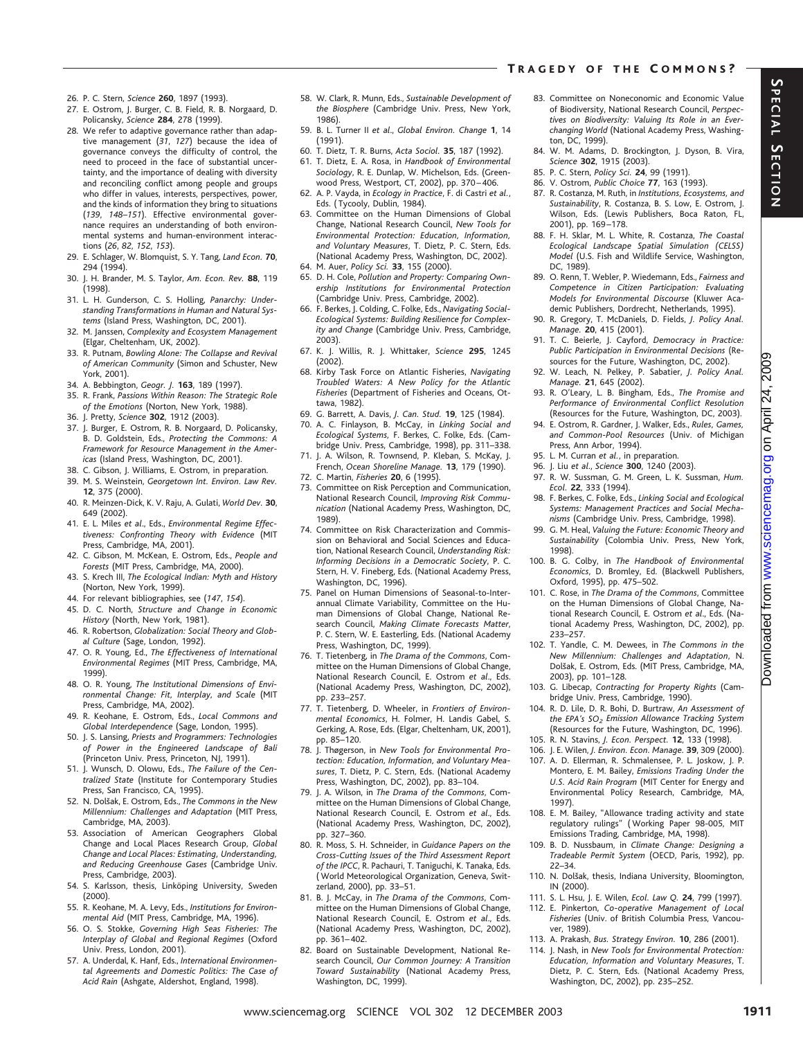26. P. C. Stern, *Science* **260**, 1897 (1993).
27. E. Ostrom, J. Burger, C. B. Field, R. B. Norgaard, D. Policansky, *Science* **284**, 278 (1999).
28. We refer to adaptive governance rather than adaptive management (*31*, *127*) because the idea of governance conveys the difficulty of control, the need to proceed in the face of substantial uncertainty, and the importance of dealing with diversity and reconciling conflict among people and groups who differ in values, interests, perspectives, power, and the kinds of information they bring to situations (*139*, *148–151*). Effective environmental governance requires an understanding of both environmental systems and human-environment interactions (*26*, *82*, *152*, *153*).
29. E. Schlager, W. Blomquist, S. Y. Tang, *Land Econ.* **70**, 294 (1994).
30. J. H. Brander, M. S. Taylor, *Am. Econ. Rev.* **88**, 119 (1998).
31. L. H. Gunderson, C. S. Holling, *Panarchy: Understanding Transformations in Human and Natural Systems* (Island Press, Washington, DC, 2001).
32. M. Janssen, *Complexity and Ecosystem Management* (Elgar, Cheltenham, UK, 2002).
33. R. Putnam, *Bowling Alone: The Collapse and Revival of American Community* (Simon and Schuster, New York, 2001).
34. A. Bebbington, *Geogr. J.* **163**, 189 (1997).
35. R. Frank, *Passions Within Reason: The Strategic Role of the Emotions* (Norton, New York, 1988).
36. J. Pretty, *Science* **302**, 1912 (2003).
37. J. Burger, E. Ostrom, R. B. Norgaard, D. Policansky, B. D. Goldstein, Eds., *Protecting the Commons: A Framework for Resource Management in the Americas* (Island Press, Washington, DC, 2001).
38. C. Gibson, J. Williams, E. Ostrom, in preparation.
39. M. S. Weinstein, *Georgetown Int. Environ. Law Rev.* **12**, 375 (2000).
40. R. Meinzen-Dick, K. V. Raju, A. Gulati, *World Dev.* **30**, 649 (2002).
41. E. L. Miles *et al.*, Eds., *Environmental Regime Effectiveness: Confronting Theory with Evidence* (MIT Press, Cambridge, MA, 2001).
42. C. Gibson, M. McKean, E. Ostrom, Eds., *People and Forests* (MIT Press, Cambridge, MA, 2000).
43. S. Krech III, *The Ecological Indian: Myth and History* (Norton, New York, 1999).
44. For relevant bibliographies, see (*147*, *154*).
45. D. C. North, *Structure and Change in Economic History* (North, New York, 1981).
46. R. Robertson, *Globalization: Social Theory and Global Culture* (Sage, London, 1992).
47. O. R. Young, Ed., *The Effectiveness of International Environmental Regimes* (MIT Press, Cambridge, MA, 1999).
48. O. R. Young, *The Institutional Dimensions of Environmental Change: Fit, Interplay, and Scale* (MIT Press, Cambridge, MA, 2002).
49. R. Keohane, E. Ostrom, Eds., *Local Commons and Global Interdependence* (Sage, London, 1995).
50. J. S. Lansing, *Priests and Programmers: Technologies of Power in the Engineered Landscape of Bali* (Princeton Univ. Press, Princeton, NJ, 1991).
51. J. Wunsch, D. Olowu, Eds., *The Failure of the Centralized State* (Institute for Contemporary Studies Press, San Francisco, CA, 1995).
52. N. Dolšak, E. Ostrom, Eds., *The Commons in the New Millennium: Challenges and Adaptation* (MIT Press, Cambridge, MA, 2003).
53. Association of American Geographers Global Change and Local Places Research Group, *Global Change and Local Places: Estimating, Understanding, and Reducing Greenhouse Gases* (Cambridge Univ. Press, Cambridge, 2003).
54. S. Karlsson, thesis, Linköping University, Sweden (2000).
55. R. Keohane, M. A. Levy, Eds., *Institutions for Environmental Aid* (MIT Press, Cambridge, MA, 1996).
56. O. S. Stokke, *Governing High Seas Fisheries: The Interplay of Global and Regional Regimes* (Oxford Univ. Press, London, 2001).
57. A. Underdal, K. Hanf, Eds., *International Environmental Agreements and Domestic Politics: The Case of Acid Rain* (Ashgate, Aldershot, England, 1998).
58. W. Clark, R. Munn, Eds., *Sustainable Development of the Biosphere* (Cambridge Univ. Press, New York, 1986).
59. B. L. Turner II *et al.*, *Global Environ. Change* **1**, 14 (1991).
60. T. Dietz, T. R. Burns, *Acta Sociol.* **35**, 187 (1992).
61. T. Dietz, E. A. Rosa, in *Handbook of Environmental Sociology*, R. E. Dunlap, W. Michelson, Eds. (Greenwood Press, Westport, CT, 2002), pp. 370–406.
62. A. P. Vayda, in *Ecology in Practice*, F. di Castri *et al.*, Eds. (Tycooly, Dublin, 1984).
63. Committee on the Human Dimensions of Global Change, National Research Council, *New Tools for Environmental Protection: Education, Information, and Voluntary Measures*, T. Dietz, P. C. Stern, Eds. (National Academy Press, Washington, DC, 2002).
64. M. Auer, *Policy Sci.* **33**, 155 (2000).
65. D. H. Cole, *Pollution and Property: Comparing Ownership Institutions for Environmental Protection* (Cambridge Univ. Press, Cambridge, 2002).
66. F. Berkes, J. Colding, C. Folke, Eds., *Navigating Social-Ecological Systems: Building Resilience for Complexity and Change* (Cambridge Univ. Press, Cambridge, 2003).
67. K. J. Willis, R. J. Whittaker, *Science* **295**, 1245 (2002).
68. Kirby Task Force on Atlantic Fisheries, *Navigating Troubled Waters: A New Policy for the Atlantic Fisheries* (Department of Fisheries and Oceans, Ottawa, 1982).
69. G. Barrett, A. Davis, *J. Can. Stud.* **19**, 125 (1984).
70. A. C. Finlayson, B. McCay, in *Linking Social and Ecological Systems*, F. Berkes, C. Folke, Eds. (Cambridge Univ. Press, Cambridge, 1998), pp. 311–338.
71. J. A. Wilson, R. Townsend, P. Kleban, S. McKay, J. French, *Ocean Shoreline Manage.* **13**, 179 (1990).
72. C. Martin, *Fisheries* **20**, 6 (1995).
73. Committee on Risk Perception and Communication, National Research Council, *Improving Risk Communication* (National Academy Press, Washington, DC, 1989).
74. Committee on Risk Characterization and Commission on Behavioral and Social Sciences and Education, National Research Council, *Understanding Risk: Informing Decisions in a Democratic Society*, P. C. Stern, H. V. Fineberg, Eds. (National Academy Press, Washington, DC, 1996).
75. Panel on Human Dimensions of Seasonal-to-Interannual Climate Variability, Committee on the Human Dimensions of Global Change, National Research Council, *Making Climate Forecasts Matter*, P. C. Stern, W. E. Easterling, Eds. (National Academy Press, Washington, DC, 1999).
76. T. Tietenberg, in *The Drama of the Commons*, Committee on the Human Dimensions of Global Change, National Research Council, E. Ostrom *et al.*, Eds. (National Academy Press, Washington, DC, 2002), pp. 233–257.
77. T. Tietenberg, D. Wheeler, in *Frontiers of Environmental Economics*, H. Folmer, H. Landis Gabel, S. Gerking, A. Rose, Eds. (Elgar, Cheltenham, UK, 2001), pp. 85–120.
78. J. Thøgerson, in *New Tools for Environmental Protection: Education, Information, and Voluntary Measures*, T. Dietz, P. C. Stern, Eds. (National Academy Press, Washington, DC, 2002), pp. 83–104.
79. J. A. Wilson, in *The Drama of the Commons*, Committee on the Human Dimensions of Global Change, National Research Council, E. Ostrom *et al.*, Eds. (National Academy Press, Washington, DC, 2002), pp. 327–360.
80. R. Moss, S. H. Schneider, in *Guidance Papers on the Cross-Cutting Issues of the Third Assessment Report of the IPCC*, R. Pachauri, T. Taniguchi, K. Tanaka, Eds. (World Meteorological Organization, Geneva, Switzerland, 2000), pp. 33–51.
81. B. J. McCay, in *The Drama of the Commons*, Committee on the Human Dimensions of Global Change, National Research Council, E. Ostrom *et al.*, Eds. (National Academy Press, Washington, DC, 2002), pp. 361–402.
82. Board on Sustainable Development, National Research Council, *Our Common Journey: A Transition Toward Sustainability* (National Academy Press, Washington, DC, 1999).
83. Committee on Noneconomic and Economic Value of Biodiversity, National Research Council, *Perspectives on Biodiversity: Valuing Its Role in an Everchanging World* (National Academy Press, Washington, DC, 1999).
84. W. M. Adams, D. Brockington, J. Dyson, B. Vira, *Science* **302**, 1915 (2003).
85. P. C. Stern, *Policy Sci.* **24**, 99 (1991).
86. V. Ostrom, *Public Choice* **77**, 163 (1993).
87. R. Costanza, M. Ruth, in *Institutions, Ecosystems, and Sustainability*, R. Costanza, B. S. Low, E. Ostrom, J. Wilson, Eds. (Lewis Publishers, Boca Raton, FL, 2001), pp. 169–178.
88. F. H. Sklar, M. L. White, R. Costanza, *The Coastal Ecological Landscape Spatial Simulation (CELSS) Model* (U.S. Fish and Wildlife Service, Washington, DC, 1989).
89. O. Renn, T. Webler, P. Wiedemann, Eds., *Fairness and Competence in Citizen Participation: Evaluating Models for Environmental Discourse* (Kluwer Academic Publishers, Dordrecht, Netherlands, 1995).
90. R. Gregory, T. McDaniels, D. Fields, *J. Policy Anal. Manage.* **20**, 415 (2001).
91. T. C. Beierle, J. Cayford, *Democracy in Practice: Public Participation in Environmental Decisions* (Resources for the Future, Washington, DC, 2002).
92. W. Leach, N. Pelkey, P. Sabatier, *J. Policy Anal. Manage.* **21**, 645 (2002).
93. R. O'Leary, L. B. Bingham, Eds., *The Promise and Performance of Environmental Conflict Resolution* (Resources for the Future, Washington, DC, 2003).
94. E. Ostrom, R. Gardner, J. Walker, Eds., *Rules, Games, and Common-Pool Resources* (Univ. of Michigan Press, Ann Arbor, 1994).
95. L. M. Curran *et al.*, in preparation.
96. J. Liu *et al.*, *Science* **300**, 1240 (2003).
97. R. W. Sussman, G. M. Green, L. K. Sussman, *Hum. Ecol.* **22**, 333 (1994).
98. F. Berkes, C. Folke, Eds., *Linking Social and Ecological Systems: Management Practices and Social Mechanisms* (Cambridge Univ. Press, Cambridge, 1998).
99. G. M. Heal, *Valuing the Future: Economic Theory and Sustainability* (Colombia Univ. Press, New York, 1998).
100. B. G. Colby, in *The Handbook of Environmental Economics*, D. Bromley, Ed. (Blackwell Publishers, Oxford, 1995), pp. 475–502.
101. C. Rose, in *The Drama of the Commons*, Committee on the Human Dimensions of Global Change, National Research Council, E. Ostrom *et al.*, Eds. (National Academy Press, Washington, DC, 2002), pp. 233–257.
102. T. Yandle, C. M. Dewees, in *The Commons in the New Millennium: Challenges and Adaptation*, N. Dolšak, E. Ostrom, Eds. (MIT Press, Cambridge, MA, 2003), pp. 101–128.
103. G. Libecap, *Contracting for Property Rights* (Cambridge Univ. Press, Cambridge, 1990).
104. R. D. Lile, D. R. Bohi, D. Burtraw, *An Assessment of the EPA's $SO_2$ Emission Allowance Tracking System* (Resources for the Future, Washington, DC, 1996).
105. R. N. Stavins, *J. Econ. Perspect.* **12**, 133 (1998).
106. J. E. Wilen, *J. Environ. Econ. Manage.* **39**, 309 (2000).
107. A. D. Ellerman, R. Schmalensee, P. L. Joskow, J. P. Montero, E. M. Bailey, *Emissions Trading Under the U.S. Acid Rain Program* (MIT Center for Energy and Environmental Policy Research, Cambridge, MA, 1997).
108. E. M. Bailey, "Allowance trading activity and state regulatory rulings" (Working Paper 98-005, MIT Emissions Trading, Cambridge, MA, 1998).
109. B. D. Nussbaum, in *Climate Change: Designing a Tradeable Permit System* (OECD, Paris, 1992), pp. 22–34.
110. N. Dolšak, thesis, Indiana University, Bloomington, IN (2000).
111. S. L. Hsu, J. E. Wilen, *Ecol. Law Q.* **24**, 799 (1997).
112. E. Pinkerton, *Co-operative Management of Local Fisheries* (Univ. of British Columbia Press, Vancouver, 1989).
113. A. Prakash, *Bus. Strategy Environ.* **10**, 286 (2001).
114. J. Nash, in *New Tools for Environmental Protection: Education, Information and Voluntary Measures*, T. Dietz, P. C. Stern, Eds. (National Academy Press, Washington, DC, 2002), pp. 235–252.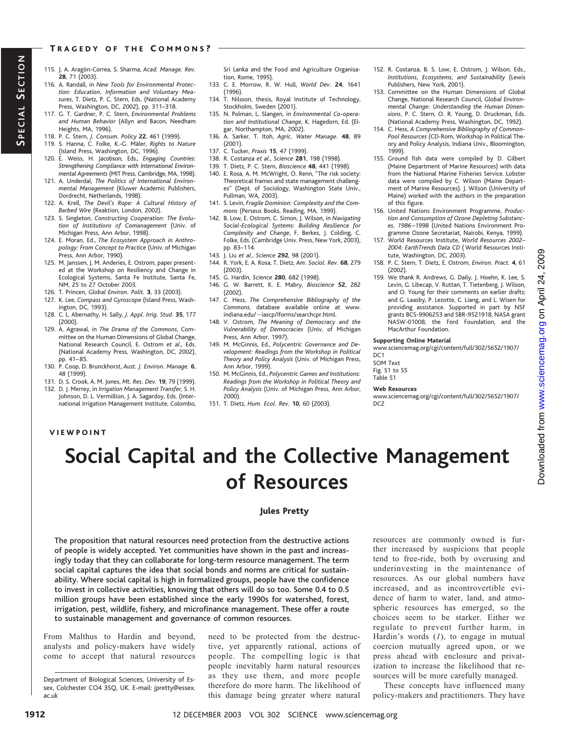115. J. A. Aragón-Correa, S. Sharma, *Acad. Manage. Rev.* **28**, 71 (2003).
116. A. Randall, in *New Tools for Environmental Protection: Education, Information and Voluntary Measures*, T. Dietz, P. C. Stern, Eds. (National Academy Press, Washington, DC, 2002), pp. 311–318.
117. G. T. Gardner, P. C. Stern, *Environmental Problems and Human Behavior* (Allyn and Bacon, Needham Heights, MA, 1996).
118. P. C. Stern, *J. Consum. Policy* **22**, 461 (1999).
119. S. Hanna, C. Folke, K.-G. Mäler, *Rights to Nature* (Island Press, Washington, DC, 1996).
120. E. Weiss, H. Jacobson, Eds., *Engaging Countries: Strengthening Compliance with International Environmental Agreements* (MIT Press, Cambridge, MA, 1998).
121. A. Underdal, *The Politics of International Environmental Management* (Kluwer Academic Publishers, Dordrecht, Netherlands, 1998).
122. A. Krell, *The Devil's Rope: A Cultural History of Barbed Wire* (Reaktion, London, 2002).
123. S. Singleton, *Constructing Cooperation: The Evolution of Institutions of Comanagement* (Univ. of Michigan Press, Ann Arbor, 1998).
124. E. Moran, Ed., *The Ecosystem Approach in Anthropology: From Concept to Practice* (Univ. of Michigan Press, Ann Arbor, 1990).
125. M. Janssen, J. M. Anderies, E. Ostrom, paper presented at the Workshop on Resiliency and Change in Ecological Systems, Santa Fe Institute, Santa Fe, NM, 25 to 27 October 2003.
126. T. Princen, *Global Environ. Polit.* **3**, 33 (2003).
127. K. Lee, *Compass and Gyroscope* (Island Press, Washington, DC, 1993).
128. C. L. Abernathy, H. Sally, *J. Appl. Irrig. Stud.* **35**, 177 (2000).
129. A. Agrawal, in *The Drama of the Commons*, Committee on the Human Dimensions of Global Change, National Research Council, E. Ostrom *et al.*, Eds. (National Academy Press, Washington, DC, 2002), pp. 41–85.
130. P. Coop, D. Brunckhorst, *Aust. J. Environ. Manage.* **6**, 48 (1999).
131. D. S. Crook, A. M. Jones, *Mt. Res. Dev.* **19**, 79 (1999).
132. D. J. Merrey, in *Irrigation Management Transfer*, S. H. Johnson, D. L. Vermillion, J. A. Sagardoy, Eds. (International Irrigation Management Institute, Colombo, Sri Lanka and the Food and Agriculture Organisation, Rome, 1995).
133. C. E. Morrow, R. W. Hull, *World Dev.* **24**, 1641 (1996).
134. T. Nilsson, thesis, Royal Institute of Technology, Stockholm, Sweden (2001).
135. N. Polman, L. Slangen, in *Environmental Co-operation and Institutional Change*, K. Hagedorn, Ed. (Elgar, Northampton, MA, 2002).
136. A. Sarker, T. Itoh, *Agric. Water Manage.* **48**, 89 (2001).
137. C. Tucker, *Praxis* **15**, 47 (1999).
138. R. Costanza *et al.*, *Science* **281**, 198 (1998).
139. T. Dietz, P. C. Stern, *Bioscience* **48**, 441 (1998).
140. E. Rosa, A. M. McWright, O. Renn, "The risk society: Theoretical frames and state management challenges" (Dept. of Sociology, Washington State Univ., Pullman, WA, 2003).
141. S. Levin, *Fragile Dominion: Complexity and the Commons* (Perseus Books, Reading, MA, 1999).
142. B. Low, E. Ostrom, C. Simon, J. Wilson, in *Navigating Social-Ecological Systems: Building Resilience for Complexity and Change*, F. Berkes, J. Colding, C. Folke, Eds. (Cambridge Univ. Press, New York, 2003), pp. 83–114.
143. J. Liu *et al.*, *Science* **292**, 98 (2001).
144. R. York, E. A. Rosa, T. Dietz, *Am. Sociol. Rev.* **68**, 279 (2003).
145. G. Hardin, *Science* **280**, 682 (1998).
146. G. W. Barrett, K. E. Mabry, *Bioscience* **52**, 282 (2002).
147. C. Hess, *The Comprehensive Bibliography of the Commons*, database available online at www.indiana.edu/~iascp/Iforms/searchcpr.html.
148. V. Ostrom, *The Meaning of Democracy and the Vulnerability of Democracies* (Univ. of Michigan Press, Ann Arbor, 1997).
149. M. McGinnis, Ed., *Polycentric Governance and Development: Readings from the Workshop in Political Theory and Policy Analysis* (Univ. of Michigan Press, Ann Arbor, 1999).
150. M. McGinnis, Ed., *Polycentric Games and Institutions: Readings from the Workshop in Political Theory and Policy Analysis* (Univ. of Michigan Press, Ann Arbor, 2000).
151. T. Dietz, *Hum. Ecol. Rev.* **10**, 60 (2003).
152. R. Costanza, B. S. Low, E. Ostrom, J. Wilson, Eds., *Institutions, Ecosystems, and Sustainability* (Lewis Publishers, New York, 2001).
153. Committee on the Human Dimensions of Global Change, National Research Council, *Global Environmental Change: Understanding the Human Dimensions*, P. C. Stern, O. R. Young, D. Druckman, Eds. (National Academy Press, Washington, DC, 1992).
154. C. Hess, *A Comprehensive Bibliography of Common-Pool Resources* (CD-Rom, Workshop in Political Theory and Policy Analysis, Indiana Univ., Bloomington, 1999).
155. Ground fish data were compiled by D. Gilbert (Maine Department of Marine Resources) with data from the National Marine Fisheries Service. Lobster data were compiled by C. Wilson (Maine Department of Marine Resources). J. Wilson (University of Maine) worked with the authors in the preparation of this figure.
156. United Nations Environment Programme, *Production and Consumption of Ozone Depleting Substances, 1986–1998* (United Nations Environment Programme Ozone Secretariat, Nairobi, Kenya, 1999).
157. World Resources Institute, *World Resources 2002–2004: EarthTrends Data CD* (World Resources Institute, Washington, DC, 2003).
158. P. C. Stern, T. Dietz, E. Ostrom, *Environ. Pract.* **4**, 61 (2002).
159. We thank R. Andrews, G. Daily, J. Hoehn, K. Lee, S. Levin, G. Libecap, V. Ruttan, T. Tietenberg, J. Wilson, and O. Young for their comments on earlier drafts; and G. Laasby, P. Lezotte, C. Liang, and L. Wisen for providing assistance. Supported in part by NSF grants BCS-9906253 and SBR-9521918, NASA grant NASW-01008, the Ford Foundation, and the MacArthur Foundation.

**Supporting Online Material**

www.sciencemag.org/cgi/content/full/302/5652/1907/DC1
SOM Text
Fig. S1 to S5
Table S1

**Web Resources**

www.sciencemag.org/cgi/content/full/302/5652/1907/DC2

VIEWPOINT

# Social Capital and the Collective Management of Resources

**Jules Pretty**

**The proposition that natural resources need protection from the destructive actions of people is widely accepted. Yet communities have shown in the past and increasingly today that they can collaborate for long-term resource management. The term social capital captures the idea that social bonds and norms are critical for sustainability. Where social capital is high in formalized groups, people have the confidence to invest in collective activities, knowing that others will do so too. Some 0.4 to 0.5 million groups have been established since the early 1990s for watershed, forest, irrigation, pest, wildlife, fishery, and microfinance management. These offer a route to sustainable management and governance of common resources.**

From Malthus to Hardin and beyond, analysts and policy-makers have widely come to accept that natural resources need to be protected from the destructive, yet apparently rational, actions of people. The compelling logic is that people inevitably harm natural resources as they use them, and more people therefore do more harm. The likelihood of this damage being greater where natural resources are commonly owned is further increased by suspicions that people tend to free-ride, both by overusing and underinvesting in the maintenance of resources. As our global numbers have increased, and as incontrovertible evidence of harm to water, land, and atmospheric resources has emerged, so the choices seem to be starker. Either we regulate to prevent further harm, in Hardin's words ($1$), to engage in mutual coercion mutually agreed upon, or we press ahead with enclosure and privatization to increase the likelihood that resources will be more carefully managed.

These concepts have influenced many policy-makers and practitioners. They have

Department of Biological Sciences, University of Essex, Colchester CO4 3SQ, UK. E-mail: jpretty@essex.ac.uk